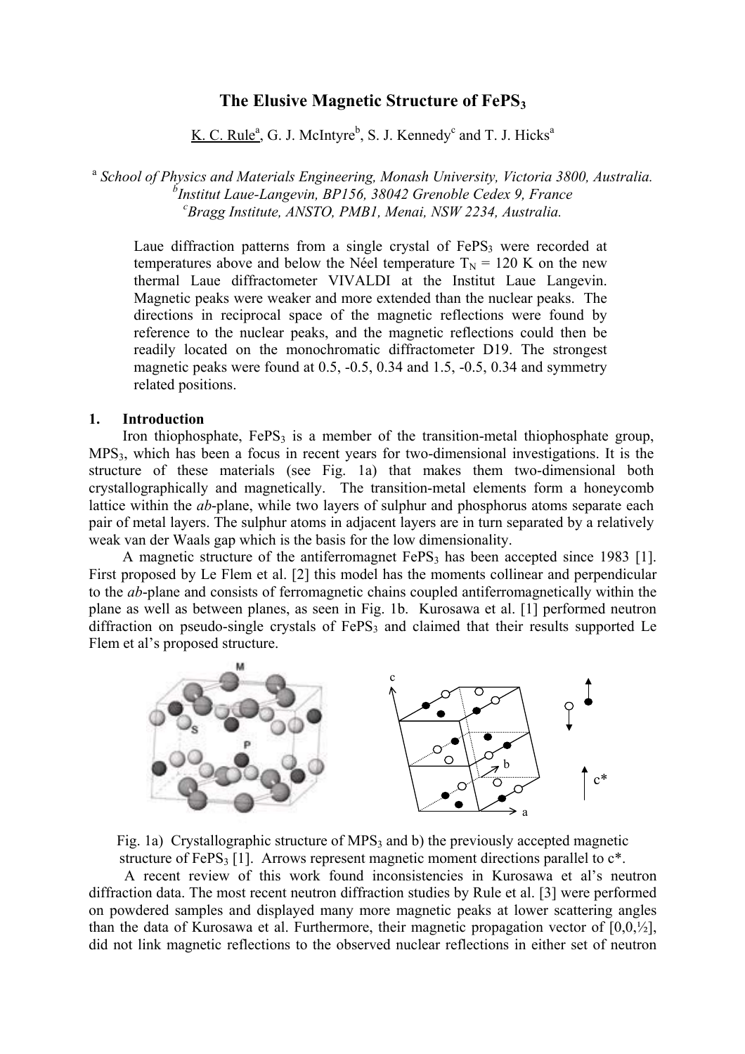# The Elusive Magnetic Structure of $FePS_3$

K. C. Rule[a], G. J. McIntyre[b], S. J. Kennedy[c] and T. J. Hicks[a]

[a] *School of Physics and Materials Engineering, Monash University, Victoria 3800, Australia.*
[b] *Institut Laue-Langevin, BP156, 38042 Grenoble Cedex 9, France*
[c] *Bragg Institute, ANSTO, PMB1, Menai, NSW 2234, Australia.*

Laue diffraction patterns from a single crystal of $FePS_3$ were recorded at temperatures above and below the Néel temperature $T_N$ = 120 K on the new thermal Laue diffractometer VIVALDI at the Institut Laue Langevin. Magnetic peaks were weaker and more extended than the nuclear peaks. The directions in reciprocal space of the magnetic reflections were found by reference to the nuclear peaks, and the magnetic reflections could then be readily located on the monochromatic diffractometer D19. The strongest magnetic peaks were found at 0.5, -0.5, 0.34 and 1.5, -0.5, 0.34 and symmetry related positions.

## 1. Introduction

Iron thiophosphate, $FePS_3$ is a member of the transition-metal thiophosphate group, $MPS_3$, which has been a focus in recent years for two-dimensional investigations. It is the structure of these materials (see Fig. 1a) that makes them two-dimensional both crystallographically and magnetically. The transition-metal elements form a honeycomb lattice within the *ab*-plane, while two layers of sulphur and phosphorus atoms separate each pair of metal layers. The sulphur atoms in adjacent layers are in turn separated by a relatively weak van der Waals gap which is the basis for the low dimensionality.

A magnetic structure of the antiferromagnet $FePS_3$ has been accepted since 1983 [1]. First proposed by Le Flem et al. [2] this model has the moments collinear and perpendicular to the *ab*-plane and consists of ferromagnetic chains coupled antiferromagnetically within the plane as well as between planes, as seen in Fig. 1b. Kurosawa et al. [1] performed neutron diffraction on pseudo-single crystals of $FePS_3$ and claimed that their results supported Le Flem et al's proposed structure.

Fig. 1a) Crystallographic structure of $MPS_3$ and b) the previously accepted magnetic structure of $FePS_3$ [1]. Arrows represent magnetic moment directions parallel to c*.

A recent review of this work found inconsistencies in Kurosawa et al's neutron diffraction data. The most recent neutron diffraction studies by Rule et al. [3] were performed on powdered samples and displayed many more magnetic peaks at lower scattering angles than the data of Kurosawa et al. Furthermore, their magnetic propagation vector of [0,0,½], did not link magnetic reflections to the observed nuclear reflections in either set of neutron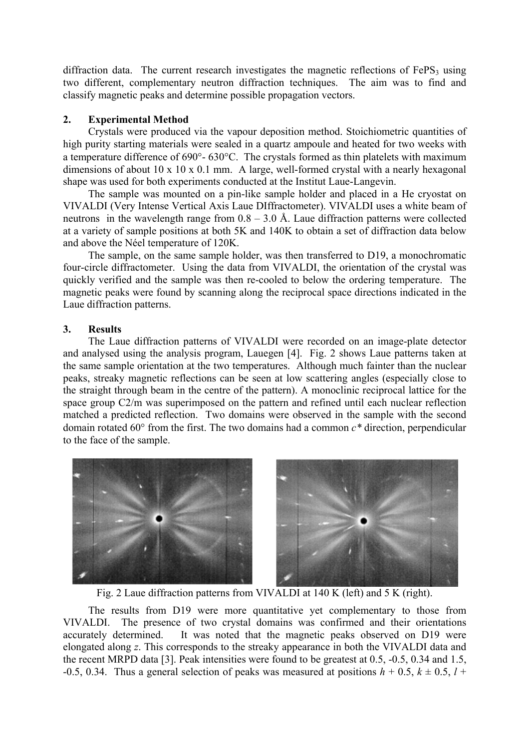diffraction data. The current research investigates the magnetic reflections of $FePS_3$ using two different, complementary neutron diffraction techniques. The aim was to find and classify magnetic peaks and determine possible propagation vectors.

## 2. Experimental Method

Crystals were produced via the vapour deposition method. Stoichiometric quantities of high purity starting materials were sealed in a quartz ampoule and heated for two weeks with a temperature difference of 690°- 630°C. The crystals formed as thin platelets with maximum dimensions of about 10 x 10 x 0.1 mm. A large, well-formed crystal with a nearly hexagonal shape was used for both experiments conducted at the Institut Laue-Langevin.

The sample was mounted on a pin-like sample holder and placed in a He cryostat on VIVALDI (Very Intense Vertical Axis Laue DIffractometer). VIVALDI uses a white beam of neutrons in the wavelength range from 0.8 – 3.0 Å. Laue diffraction patterns were collected at a variety of sample positions at both 5K and 140K to obtain a set of diffraction data below and above the Néel temperature of 120K.

The sample, on the same sample holder, was then transferred to D19, a monochromatic four-circle diffractometer. Using the data from VIVALDI, the orientation of the crystal was quickly verified and the sample was then re-cooled to below the ordering temperature. The magnetic peaks were found by scanning along the reciprocal space directions indicated in the Laue diffraction patterns.

## 3. Results

The Laue diffraction patterns of VIVALDI were recorded on an image-plate detector and analysed using the analysis program, Lauegen [4]. Fig. 2 shows Laue patterns taken at the same sample orientation at the two temperatures. Although much fainter than the nuclear peaks, streaky magnetic reflections can be seen at low scattering angles (especially close to the straight through beam in the centre of the pattern). A monoclinic reciprocal lattice for the space group C2/m was superimposed on the pattern and refined until each nuclear reflection matched a predicted reflection. Two domains were observed in the sample with the second domain rotated 60° from the first. The two domains had a common $c^*$ direction, perpendicular to the face of the sample.

Fig. 2 Laue diffraction patterns from VIVALDI at 140 K (left) and 5 K (right).

The results from D19 were more quantitative yet complementary to those from VIVALDI. The presence of two crystal domains was confirmed and their orientations accurately determined. It was noted that the magnetic peaks observed on D19 were elongated along $z$. This corresponds to the streaky appearance in both the VIVALDI data and the recent MRPD data [3]. Peak intensities were found to be greatest at 0.5, -0.5, 0.34 and 1.5, -0.5, 0.34. Thus a general selection of peaks was measured at positions $h + 0.5$, $k \pm 0.5$, $l +$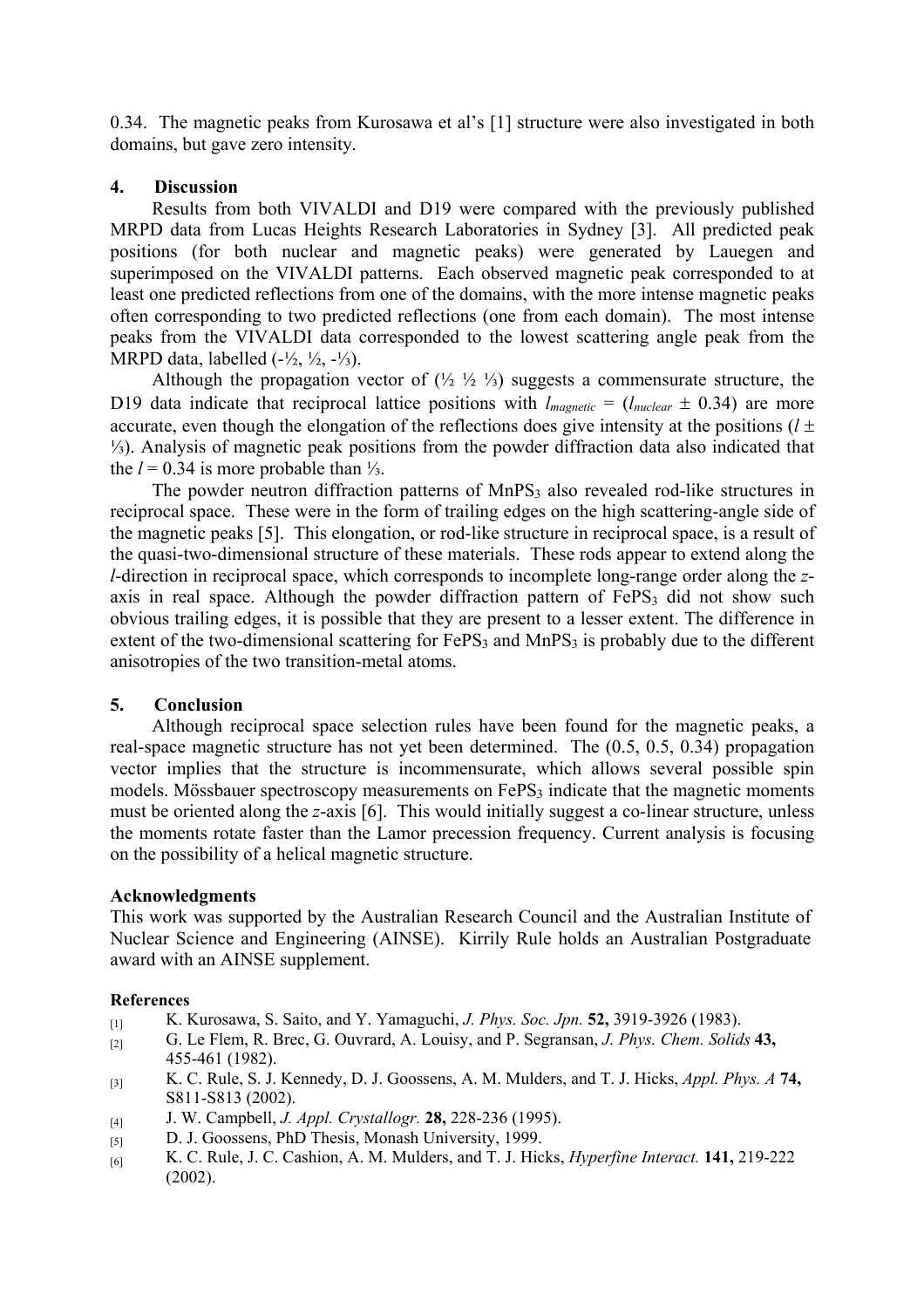0.34. The magnetic peaks from Kurosawa et al's [1] structure were also investigated in both domains, but gave zero intensity.

## 4. Discussion

Results from both VIVALDI and D19 were compared with the previously published MRPD data from Lucas Heights Research Laboratories in Sydney [3]. All predicted peak positions (for both nuclear and magnetic peaks) were generated by Lauegen and superimposed on the VIVALDI patterns. Each observed magnetic peak corresponded to at least one predicted reflections from one of the domains, with the more intense magnetic peaks often corresponding to two predicted reflections (one from each domain). The most intense peaks from the VIVALDI data corresponded to the lowest scattering angle peak from the MRPD data, labelled (-½, ½, -⅓).

Although the propagation vector of (½ ½ ⅓) suggests a commensurate structure, the D19 data indicate that reciprocal lattice positions with $l_{magnetic}$ = ($l_{nuclear}$ ± 0.34) are more accurate, even though the elongation of the reflections does give intensity at the positions ($l$ ± ⅓). Analysis of magnetic peak positions from the powder diffraction data also indicated that the $l$ = 0.34 is more probable than ⅓.

The powder neutron diffraction patterns of $MnPS_3$ also revealed rod-like structures in reciprocal space. These were in the form of trailing edges on the high scattering-angle side of the magnetic peaks [5]. This elongation, or rod-like structure in reciprocal space, is a result of the quasi-two-dimensional structure of these materials. These rods appear to extend along the $l$-direction in reciprocal space, which corresponds to incomplete long-range order along the $z$-axis in real space. Although the powder diffraction pattern of $FePS_3$ did not show such obvious trailing edges, it is possible that they are present to a lesser extent. The difference in extent of the two-dimensional scattering for $FePS_3$ and $MnPS_3$ is probably due to the different anisotropies of the two transition-metal atoms.

## 5. Conclusion

Although reciprocal space selection rules have been found for the magnetic peaks, a real-space magnetic structure has not yet been determined. The (0.5, 0.5, 0.34) propagation vector implies that the structure is incommensurate, which allows several possible spin models. Mössbauer spectroscopy measurements on $FePS_3$ indicate that the magnetic moments must be oriented along the $z$-axis [6]. This would initially suggest a co-linear structure, unless the moments rotate faster than the Lamor precession frequency. Current analysis is focusing on the possibility of a helical magnetic structure.

### Acknowledgments

This work was supported by the Australian Research Council and the Australian Institute of Nuclear Science and Engineering (AINSE). Kirrily Rule holds an Australian Postgraduate award with an AINSE supplement.

### References

[1] K. Kurosawa, S. Saito, and Y. Yamaguchi, *J. Phys. Soc. Jpn.* **52,** 3919-3926 (1983).

[2] G. Le Flem, R. Brec, G. Ouvrard, A. Louisy, and P. Segransan, *J. Phys. Chem. Solids* **43,** 455-461 (1982).

[3] K. C. Rule, S. J. Kennedy, D. J. Goossens, A. M. Mulders, and T. J. Hicks, *Appl. Phys. A* **74,** S811-S813 (2002).

[4] J. W. Campbell, *J. Appl. Crystallogr.* **28,** 228-236 (1995).

[5] D. J. Goossens, PhD Thesis, Monash University, 1999.

[6] K. C. Rule, J. C. Cashion, A. M. Mulders, and T. J. Hicks, *Hyperfine Interact.* **141,** 219-222 (2002).